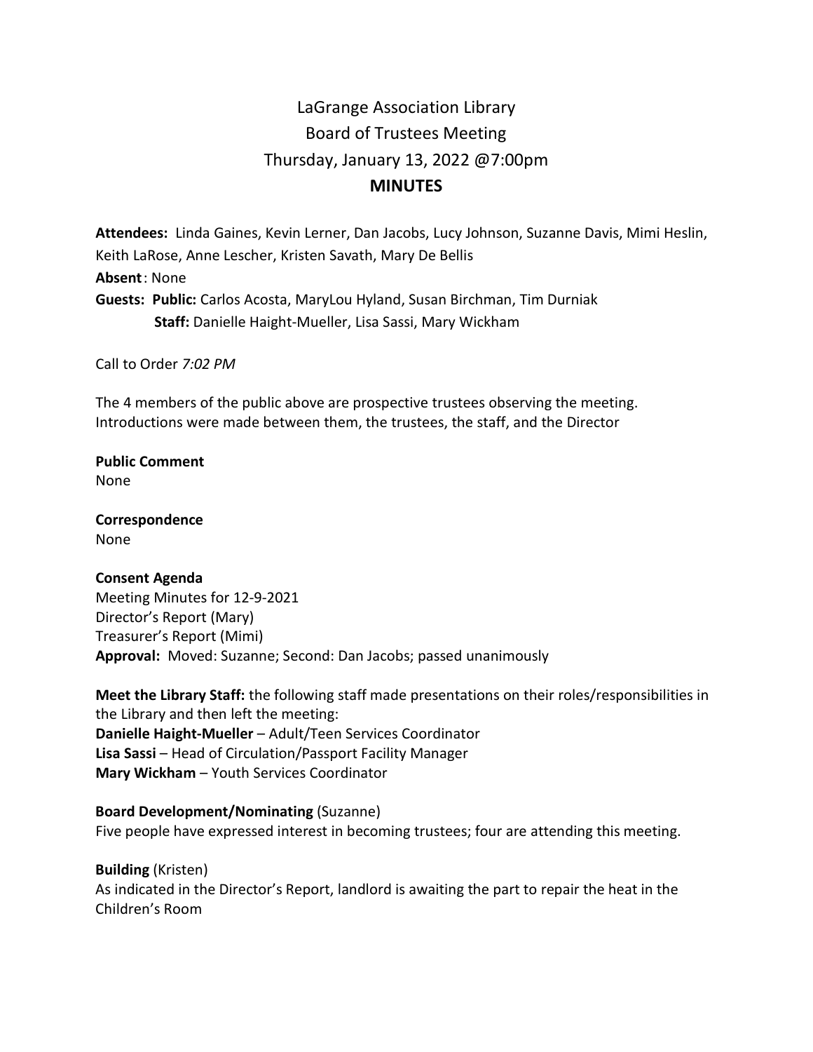# LaGrange Association Library
## Board of Trustees Meeting
### Thursday, January 13, 2022 @7:00pm
### MINUTES

**Attendees:** Linda Gaines, Kevin Lerner, Dan Jacobs, Lucy Johnson, Suzanne Davis, Mimi Heslin, Keith LaRose, Anne Lescher, Kristen Savath, Mary De Bellis
**Absent**: None
**Guests: Public:** Carlos Acosta, MaryLou Hyland, Susan Birchman, Tim Durniak
**Staff:** Danielle Haight-Mueller, Lisa Sassi, Mary Wickham

Call to Order *7:02 PM*

The 4 members of the public above are prospective trustees observing the meeting. Introductions were made between them, the trustees, the staff, and the Director

**Public Comment**
None

**Correspondence**
None

**Consent Agenda**
Meeting Minutes for 12-9-2021
Director's Report (Mary)
Treasurer's Report (Mimi)
**Approval:** Moved: Suzanne; Second: Dan Jacobs; passed unanimously

**Meet the Library Staff:** the following staff made presentations on their roles/responsibilities in the Library and then left the meeting:
**Danielle Haight-Mueller** – Adult/Teen Services Coordinator
**Lisa Sassi** – Head of Circulation/Passport Facility Manager
**Mary Wickham** – Youth Services Coordinator

**Board Development/Nominating** (Suzanne)
Five people have expressed interest in becoming trustees; four are attending this meeting.

**Building** (Kristen)
As indicated in the Director's Report, landlord is awaiting the part to repair the heat in the Children's Room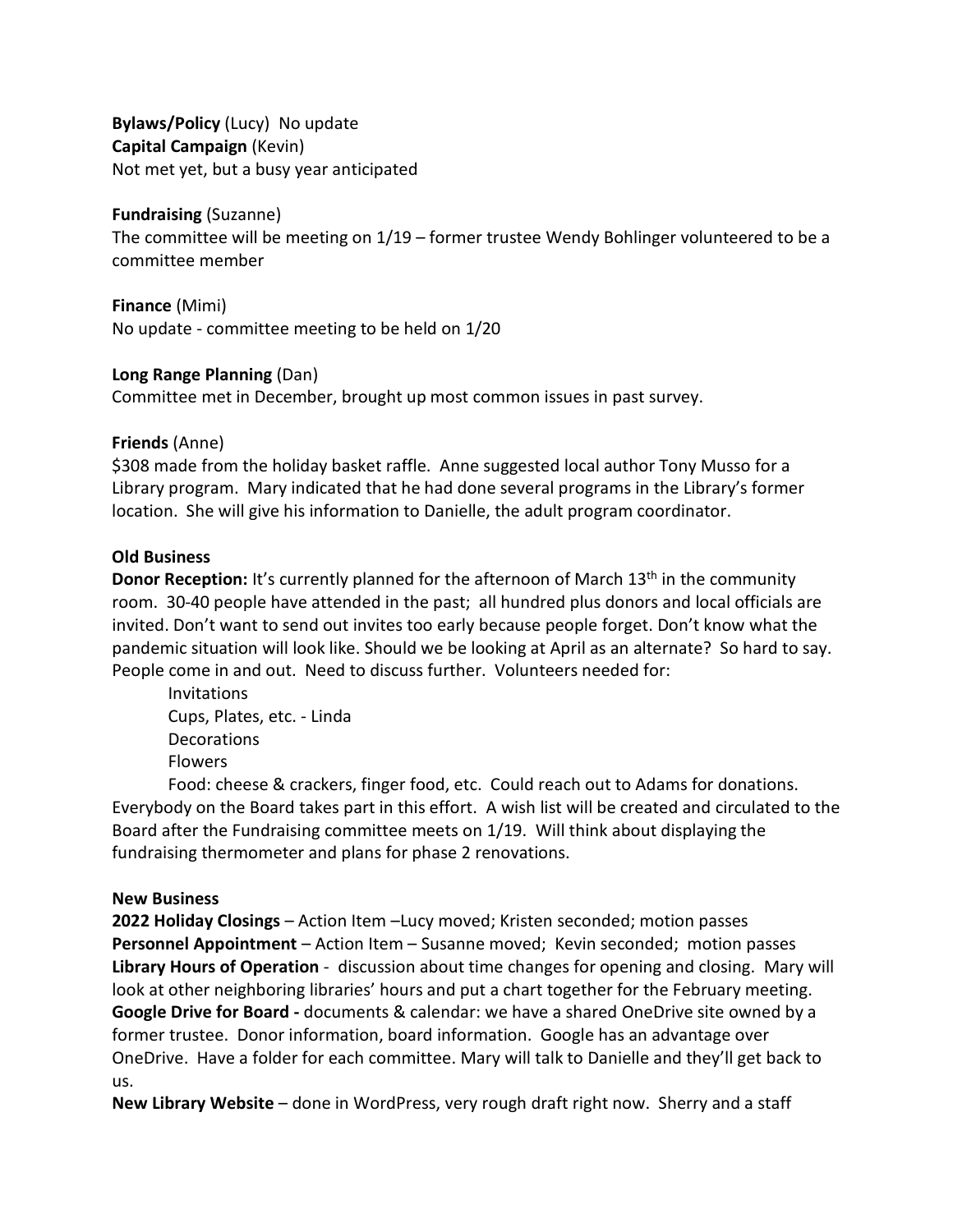**Bylaws/Policy** (Lucy) No update
**Capital Campaign** (Kevin)
Not met yet, but a busy year anticipated

**Fundraising** (Suzanne)
The committee will be meeting on 1/19 – former trustee Wendy Bohlinger volunteered to be a committee member

**Finance** (Mimi)
No update - committee meeting to be held on 1/20

**Long Range Planning** (Dan)
Committee met in December, brought up most common issues in past survey.

**Friends** (Anne)
$308 made from the holiday basket raffle. Anne suggested local author Tony Musso for a Library program. Mary indicated that he had done several programs in the Library's former location. She will give his information to Danielle, the adult program coordinator.

**Old Business**
**Donor Reception:** It's currently planned for the afternoon of March 13th in the community room. 30-40 people have attended in the past; all hundred plus donors and local officials are invited. Don't want to send out invites too early because people forget. Don't know what the pandemic situation will look like. Should we be looking at April as an alternate? So hard to say. People come in and out. Need to discuss further. Volunteers needed for:

Invitations
Cups, Plates, etc. - Linda
Decorations
Flowers
Food: cheese & crackers, finger food, etc. Could reach out to Adams for donations.

Everybody on the Board takes part in this effort. A wish list will be created and circulated to the Board after the Fundraising committee meets on 1/19. Will think about displaying the fundraising thermometer and plans for phase 2 renovations.

**New Business**
**2022 Holiday Closings** – Action Item –Lucy moved; Kristen seconded; motion passes
**Personnel Appointment** – Action Item – Susanne moved; Kevin seconded; motion passes
**Library Hours of Operation** - discussion about time changes for opening and closing. Mary will look at other neighboring libraries' hours and put a chart together for the February meeting.
**Google Drive for Board -** documents & calendar: we have a shared OneDrive site owned by a former trustee. Donor information, board information. Google has an advantage over OneDrive. Have a folder for each committee. Mary will talk to Danielle and they'll get back to us.
**New Library Website** – done in WordPress, very rough draft right now. Sherry and a staff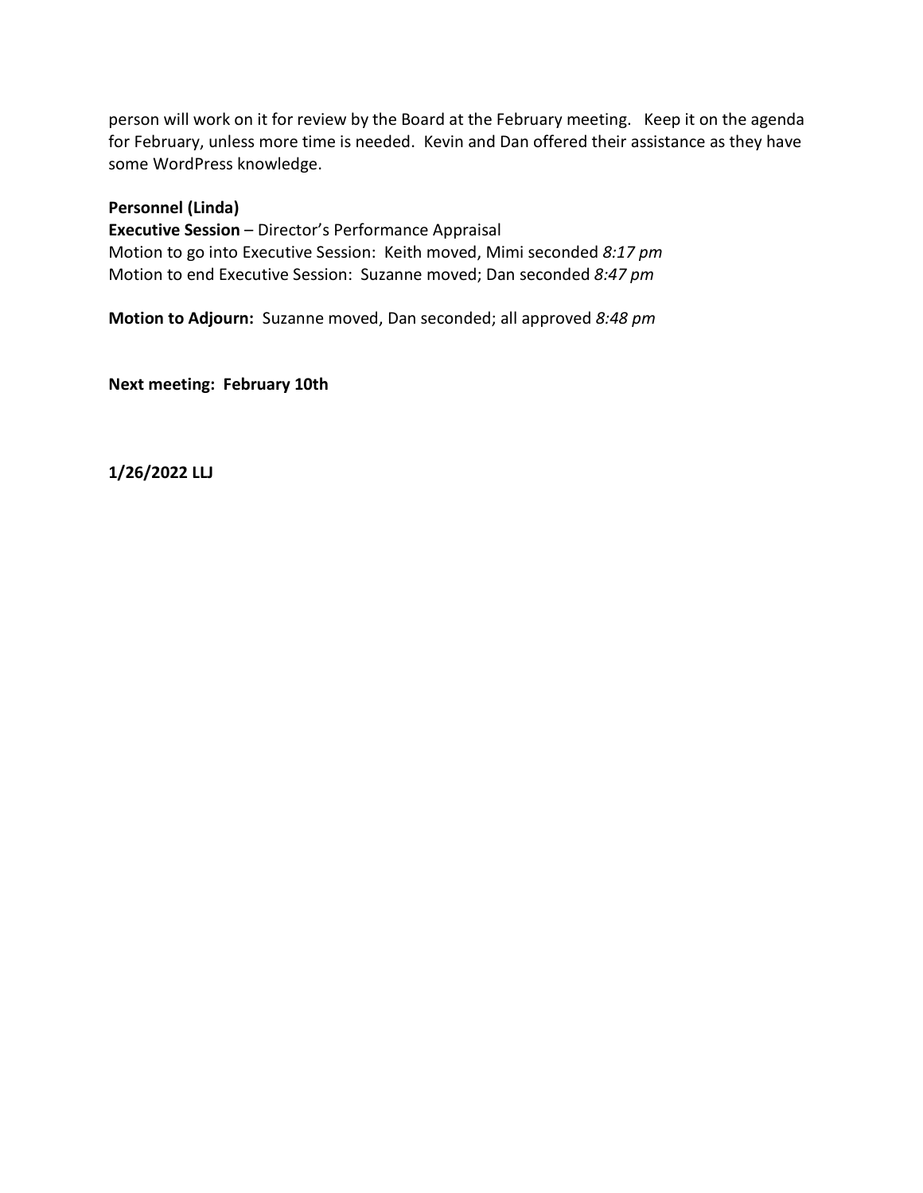person will work on it for review by the Board at the February meeting. Keep it on the agenda for February, unless more time is needed. Kevin and Dan offered their assistance as they have some WordPress knowledge.

**Personnel (Linda)**
**Executive Session** – Director's Performance Appraisal
Motion to go into Executive Session: Keith moved, Mimi seconded *8:17 pm*
Motion to end Executive Session: Suzanne moved; Dan seconded *8:47 pm*

**Motion to Adjourn:** Suzanne moved, Dan seconded; all approved *8:48 pm*

**Next meeting: February 10th**

**1/26/2022 LLJ**